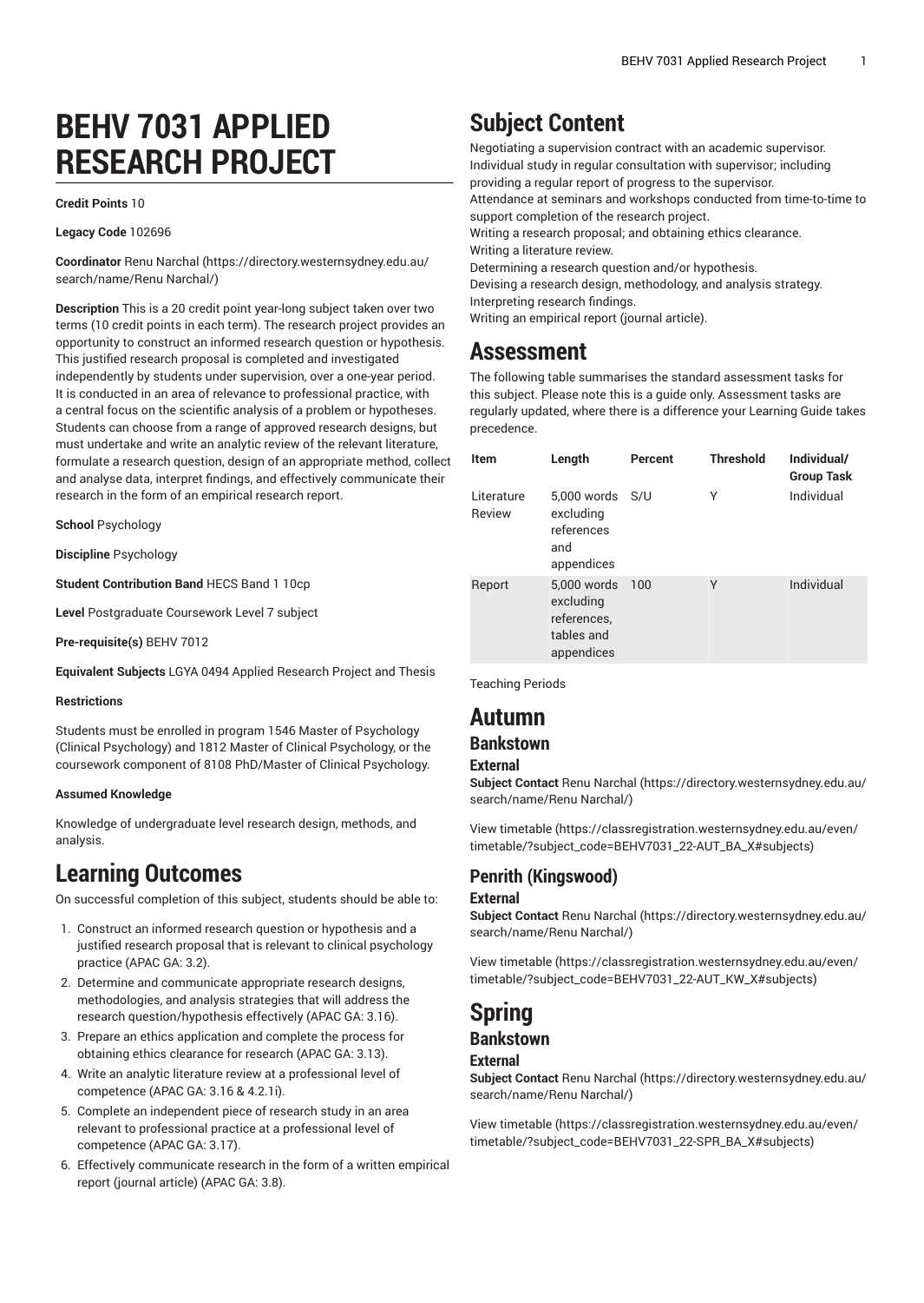# BEHV 7031 APPLIED RESEARCH PROJECT

**Credit Points** 10

**Legacy Code** 102696

**Coordinator** Renu Narchal (https://directory.westernsydney.edu.au/search/name/Renu Narchal/)

**Description** This is a 20 credit point year-long subject taken over two terms (10 credit points in each term). The research project provides an opportunity to construct an informed research question or hypothesis. This justified research proposal is completed and investigated independently by students under supervision, over a one-year period. It is conducted in an area of relevance to professional practice, with a central focus on the scientific analysis of a problem or hypotheses. Students can choose from a range of approved research designs, but must undertake and write an analytic review of the relevant literature, formulate a research question, design of an appropriate method, collect and analyse data, interpret findings, and effectively communicate their research in the form of an empirical research report.

**School** Psychology

**Discipline** Psychology

**Student Contribution Band** HECS Band 1 10cp

**Level** Postgraduate Coursework Level 7 subject

**Pre-requisite(s)** BEHV 7012

**Equivalent Subjects** LGYA 0494 Applied Research Project and Thesis

**Restrictions**

Students must be enrolled in program 1546 Master of Psychology (Clinical Psychology) and 1812 Master of Clinical Psychology, or the coursework component of 8108 PhD/Master of Clinical Psychology.

**Assumed Knowledge**

Knowledge of undergraduate level research design, methods, and analysis.

# Learning Outcomes

On successful completion of this subject, students should be able to:

1. Construct an informed research question or hypothesis and a justified research proposal that is relevant to clinical psychology practice (APAC GA: 3.2).
2. Determine and communicate appropriate research designs, methodologies, and analysis strategies that will address the research question/hypothesis effectively (APAC GA: 3.16).
3. Prepare an ethics application and complete the process for obtaining ethics clearance for research (APAC GA: 3.13).
4. Write an analytic literature review at a professional level of competence (APAC GA: 3.16 & 4.2.1i).
5. Complete an independent piece of research study in an area relevant to professional practice at a professional level of competence (APAC GA: 3.17).
6. Effectively communicate research in the form of a written empirical report (journal article) (APAC GA: 3.8).

# Subject Content

Negotiating a supervision contract with an academic supervisor.
Individual study in regular consultation with supervisor; including providing a regular report of progress to the supervisor.
Attendance at seminars and workshops conducted from time-to-time to support completion of the research project.
Writing a research proposal; and obtaining ethics clearance.
Writing a literature review.
Determining a research question and/or hypothesis.
Devising a research design, methodology, and analysis strategy.
Interpreting research findings.
Writing an empirical report (journal article).

# Assessment

The following table summarises the standard assessment tasks for this subject. Please note this is a guide only. Assessment tasks are regularly updated, where there is a difference your Learning Guide takes precedence.

| Item | Length | Percent | Threshold | Individual/ Group Task |
|---|---|---|---|---|
| Literature Review | 5,000 words excluding references and appendices | S/U | Y | Individual |
| Report | 5,000 words excluding references, tables and appendices | 100 | Y | Individual |

Teaching Periods

# Autumn

## Bankstown

### External

**Subject Contact** Renu Narchal (https://directory.westernsydney.edu.au/search/name/Renu Narchal/)

View timetable (https://classregistration.westernsydney.edu.au/even/timetable/?subject_code=BEHV7031_22-AUT_BA_X#subjects)

## Penrith (Kingswood)

### External

**Subject Contact** Renu Narchal (https://directory.westernsydney.edu.au/search/name/Renu Narchal/)

View timetable (https://classregistration.westernsydney.edu.au/even/timetable/?subject_code=BEHV7031_22-AUT_KW_X#subjects)

# Spring

## Bankstown

### External

**Subject Contact** Renu Narchal (https://directory.westernsydney.edu.au/search/name/Renu Narchal/)

View timetable (https://classregistration.westernsydney.edu.au/even/timetable/?subject_code=BEHV7031_22-SPR_BA_X#subjects)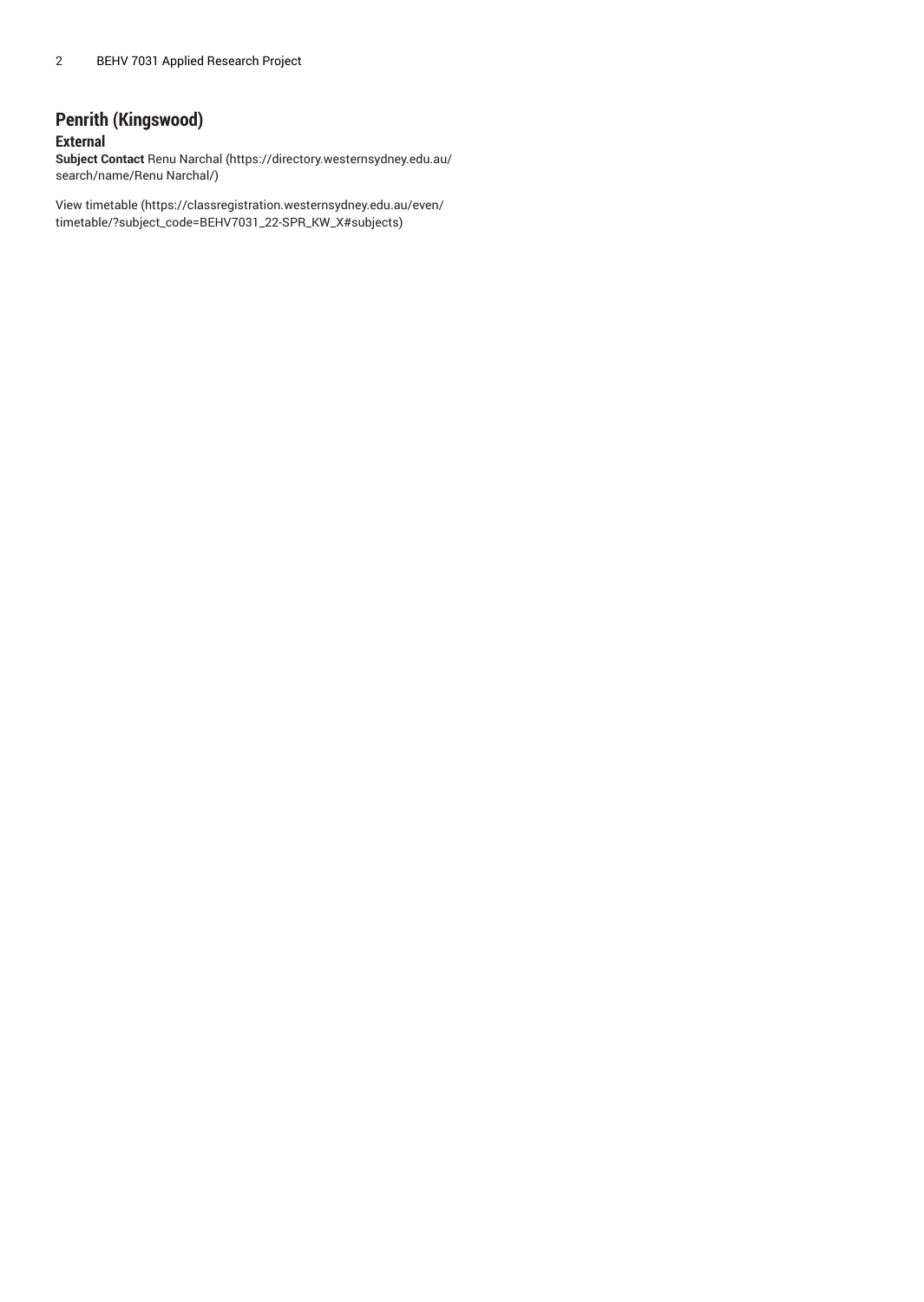## Penrith (Kingswood)

### External

**Subject Contact** Renu Narchal (https://directory.westernsydney.edu.au/search/name/Renu Narchal/)

View timetable (https://classregistration.westernsydney.edu.au/even/timetable/?subject_code=BEHV7031_22-SPR_KW_X#subjects)